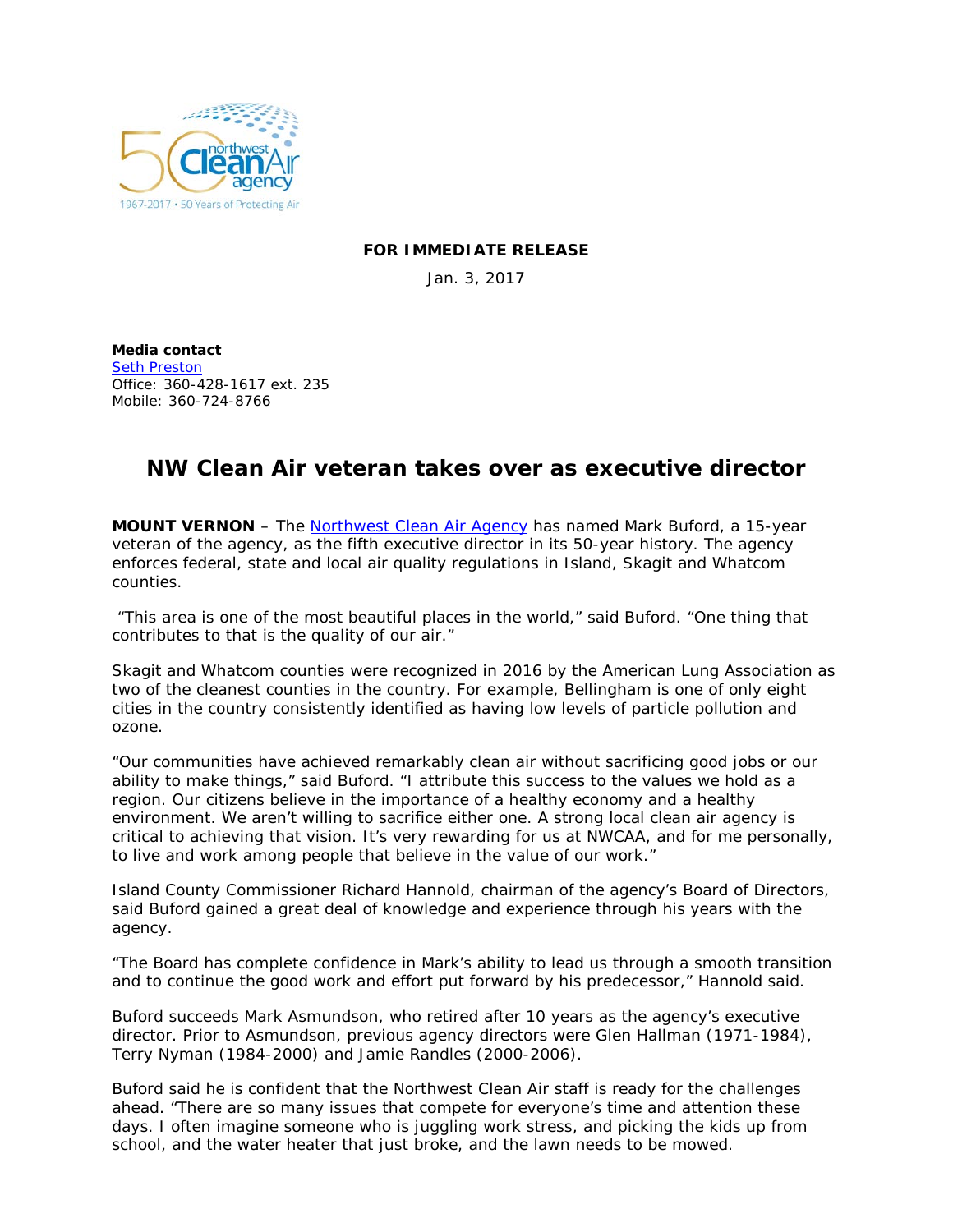**FOR IMMEDIATE RELEASE**

Jan. 3, 2017

**Media contact**
[Seth Preston]
Office: 360-428-1617 ext. 235
Mobile: 360-724-8766

# NW Clean Air veteran takes over as executive director

**MOUNT VERNON** – The Northwest Clean Air Agency has named Mark Buford, a 15-year veteran of the agency, as the fifth executive director in its 50-year history. The agency enforces federal, state and local air quality regulations in Island, Skagit and Whatcom counties.

"This area is one of the most beautiful places in the world," said Buford. "One thing that contributes to that is the quality of our air."

Skagit and Whatcom counties were recognized in 2016 by the American Lung Association as two of the cleanest counties in the country. For example, Bellingham is one of only eight cities in the country consistently identified as having low levels of particle pollution and ozone.

"Our communities have achieved remarkably clean air without sacrificing good jobs or our ability to make things," said Buford. "I attribute this success to the values we hold as a region. Our citizens believe in the importance of a healthy economy and a healthy environment. We aren't willing to sacrifice either one. A strong local clean air agency is critical to achieving that vision. It's very rewarding for us at NWCAA, and for me personally, to live and work among people that believe in the value of our work."

Island County Commissioner Richard Hannold, chairman of the agency's Board of Directors, said Buford gained a great deal of knowledge and experience through his years with the agency.

"The Board has complete confidence in Mark's ability to lead us through a smooth transition and to continue the good work and effort put forward by his predecessor," Hannold said.

Buford succeeds Mark Asmundson, who retired after 10 years as the agency's executive director. Prior to Asmundson, previous agency directors were Glen Hallman (1971-1984), Terry Nyman (1984-2000) and Jamie Randles (2000-2006).

Buford said he is confident that the Northwest Clean Air staff is ready for the challenges ahead. "There are so many issues that compete for everyone's time and attention these days. I often imagine someone who is juggling work stress, and picking the kids up from school, and the water heater that just broke, and the lawn needs to be mowed.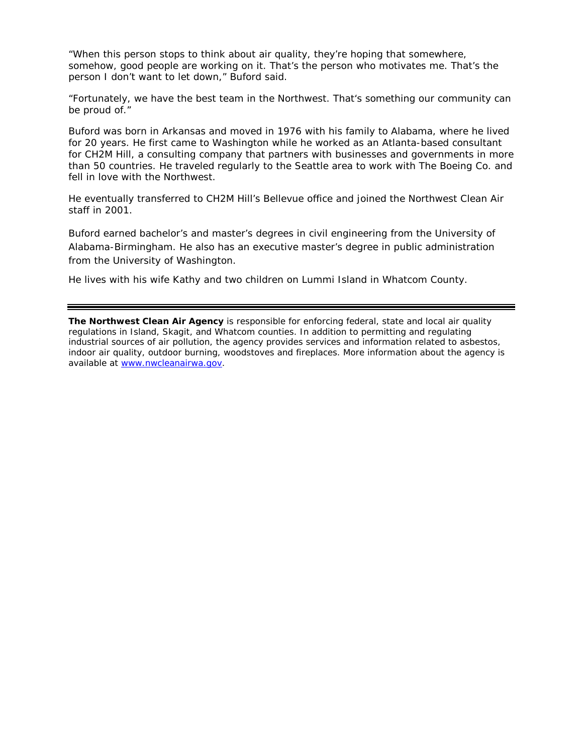"When this person stops to think about air quality, they're hoping that somewhere, somehow, good people are working on it. That's the person who motivates me. That's the person I don't want to let down," Buford said.

"Fortunately, we have the best team in the Northwest. That's something our community can be proud of."

Buford was born in Arkansas and moved in 1976 with his family to Alabama, where he lived for 20 years. He first came to Washington while he worked as an Atlanta-based consultant for CH2M Hill, a consulting company that partners with businesses and governments in more than 50 countries. He traveled regularly to the Seattle area to work with The Boeing Co. and fell in love with the Northwest.

He eventually transferred to CH2M Hill's Bellevue office and joined the Northwest Clean Air staff in 2001.

Buford earned bachelor's and master's degrees in civil engineering from the University of Alabama-Birmingham. He also has an executive master's degree in public administration from the University of Washington.

He lives with his wife Kathy and two children on Lummi Island in Whatcom County.

---

**The Northwest Clean Air Agency** is responsible for enforcing federal, state and local air quality regulations in Island, Skagit, and Whatcom counties. In addition to permitting and regulating industrial sources of air pollution, the agency provides services and information related to asbestos, indoor air quality, outdoor burning, woodstoves and fireplaces. More information about the agency is available at [www.nwcleanairwa.gov](http://www.nwcleanairwa.gov).